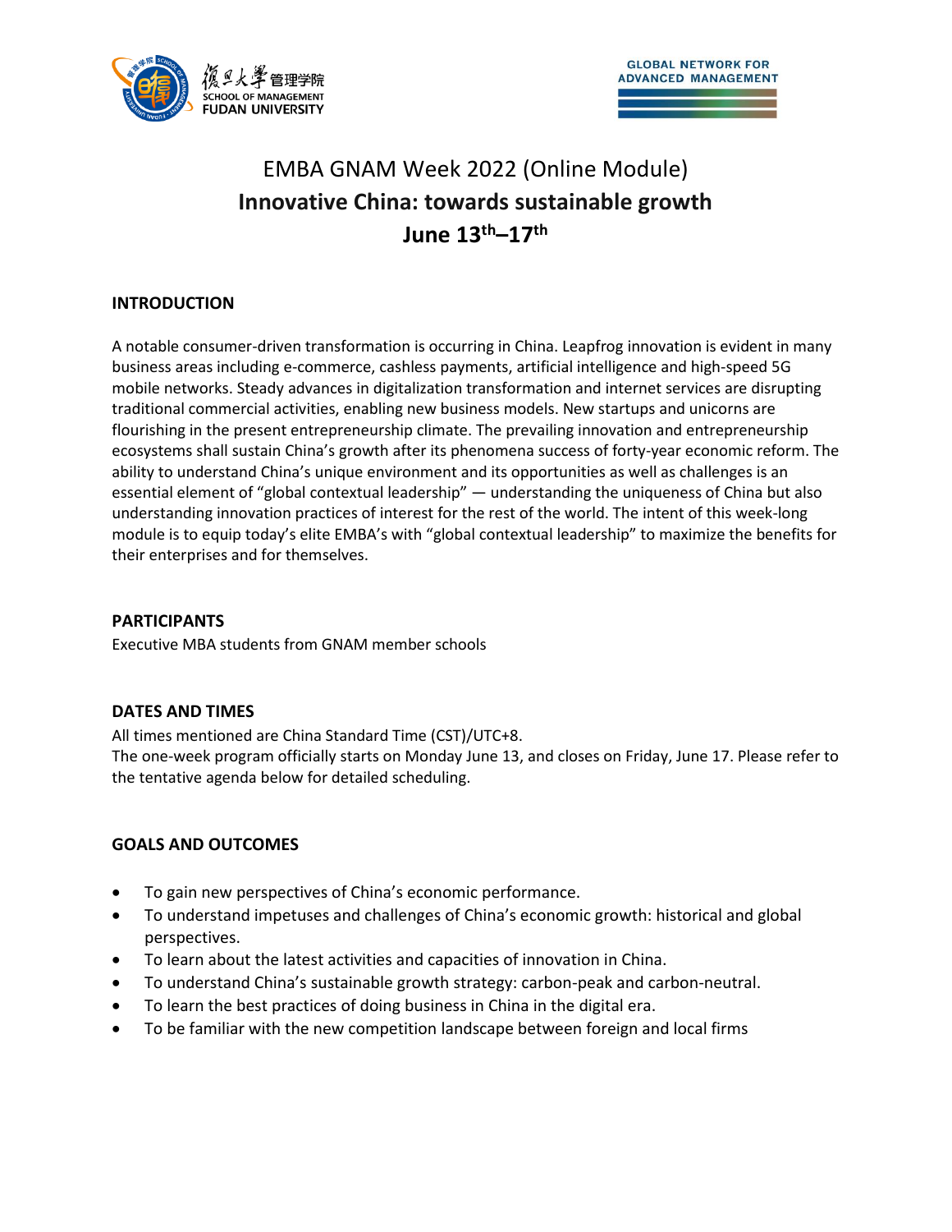# EMBA GNAM Week 2022 (Online Module)

## Innovative China: towards sustainable growth

## June 13th–17th

### INTRODUCTION

A notable consumer-driven transformation is occurring in China. Leapfrog innovation is evident in many business areas including e-commerce, cashless payments, artificial intelligence and high-speed 5G mobile networks. Steady advances in digitalization transformation and internet services are disrupting traditional commercial activities, enabling new business models. New startups and unicorns are flourishing in the present entrepreneurship climate. The prevailing innovation and entrepreneurship ecosystems shall sustain China's growth after its phenomena success of forty-year economic reform. The ability to understand China's unique environment and its opportunities as well as challenges is an essential element of "global contextual leadership" — understanding the uniqueness of China but also understanding innovation practices of interest for the rest of the world. The intent of this week-long module is to equip today's elite EMBA's with "global contextual leadership" to maximize the benefits for their enterprises and for themselves.

### PARTICIPANTS

Executive MBA students from GNAM member schools

### DATES AND TIMES

All times mentioned are China Standard Time (CST)/UTC+8.
The one-week program officially starts on Monday June 13, and closes on Friday, June 17. Please refer to the tentative agenda below for detailed scheduling.

### GOALS AND OUTCOMES

- To gain new perspectives of China's economic performance.
- To understand impetuses and challenges of China's economic growth: historical and global perspectives.
- To learn about the latest activities and capacities of innovation in China.
- To understand China's sustainable growth strategy: carbon-peak and carbon-neutral.
- To learn the best practices of doing business in China in the digital era.
- To be familiar with the new competition landscape between foreign and local firms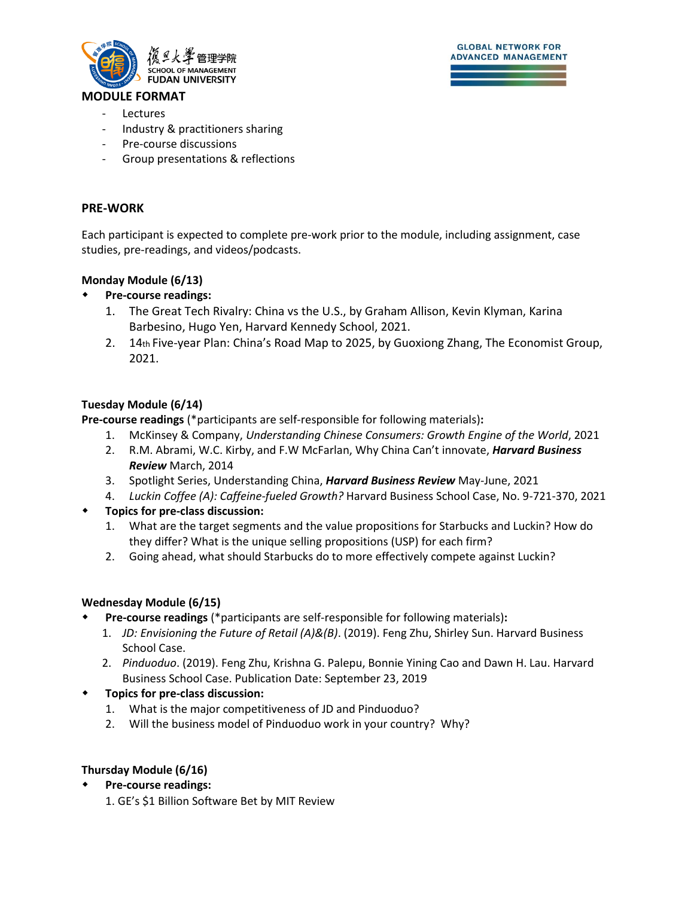## MODULE FORMAT

- Lectures
- Industry & practitioners sharing
- Pre-course discussions
- Group presentations & reflections

## PRE-WORK

Each participant is expected to complete pre-work prior to the module, including assignment, case studies, pre-readings, and videos/podcasts.

**Monday Module (6/13)**

- **Pre-course readings:**
  1. The Great Tech Rivalry: China vs the U.S., by Graham Allison, Kevin Klyman, Karina Barbesino, Hugo Yen, Harvard Kennedy School, 2021.
  2. 14th Five-year Plan: China's Road Map to 2025, by Guoxiong Zhang, The Economist Group, 2021.

**Tuesday Module (6/14)**

**Pre-course readings** (*participants are self-responsible for following materials)**:**

1. McKinsey & Company, *Understanding Chinese Consumers: Growth Engine of the World*, 2021
2. R.M. Abrami, W.C. Kirby, and F.W McFarlan, Why China Can't innovate, ***Harvard Business Review*** March, 2014
3. Spotlight Series, Understanding China, ***Harvard Business Review*** May-June, 2021
4. *Luckin Coffee (A): Caffeine-fueled Growth?* Harvard Business School Case, No. 9-721-370, 2021

- **Topics for pre-class discussion:**
  1. What are the target segments and the value propositions for Starbucks and Luckin? How do they differ? What is the unique selling propositions (USP) for each firm?
  2. Going ahead, what should Starbucks do to more effectively compete against Luckin?

**Wednesday Module (6/15)**

- **Pre-course readings** (*participants are self-responsible for following materials)**:**
  1. *JD: Envisioning the Future of Retail (A)&(B)*. (2019). Feng Zhu, Shirley Sun. Harvard Business School Case.
  2. *Pinduoduo*. (2019). Feng Zhu, Krishna G. Palepu, Bonnie Yining Cao and Dawn H. Lau. Harvard Business School Case. Publication Date: September 23, 2019
- **Topics for pre-class discussion:**
  1. What is the major competitiveness of JD and Pinduoduo?
  2. Will the business model of Pinduoduo work in your country? Why?

**Thursday Module (6/16)**

- **Pre-course readings:**

  1. GE's $1 Billion Software Bet by MIT Review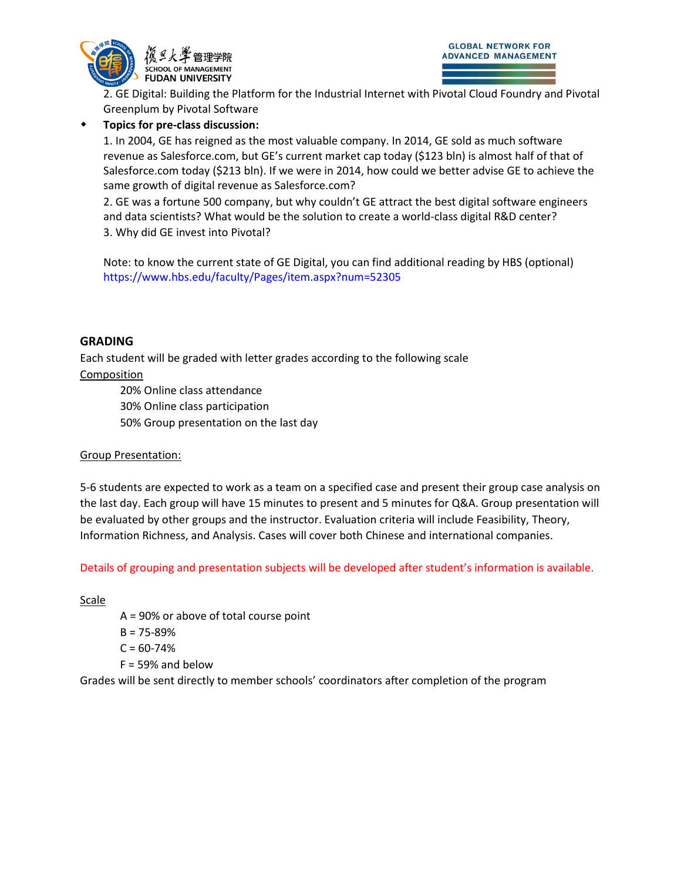2. GE Digital: Building the Platform for the Industrial Internet with Pivotal Cloud Foundry and Pivotal Greenplum by Pivotal Software

- **Topics for pre-class discussion:**

  1. In 2004, GE has reigned as the most valuable company. In 2014, GE sold as much software revenue as Salesforce.com, but GE's current market cap today ($123 bln) is almost half of that of Salesforce.com today ($213 bln). If we were in 2014, how could we better advise GE to achieve the same growth of digital revenue as Salesforce.com?

  2. GE was a fortune 500 company, but why couldn't GE attract the best digital software engineers and data scientists? What would be the solution to create a world-class digital R&D center?

  3. Why did GE invest into Pivotal?

  Note: to know the current state of GE Digital, you can find additional reading by HBS (optional) https://www.hbs.edu/faculty/Pages/item.aspx?num=52305

## GRADING

Each student will be graded with letter grades according to the following scale

Composition

- 20% Online class attendance
- 30% Online class participation
- 50% Group presentation on the last day

Group Presentation:

5-6 students are expected to work as a team on a specified case and present their group case analysis on the last day. Each group will have 15 minutes to present and 5 minutes for Q&A. Group presentation will be evaluated by other groups and the instructor. Evaluation criteria will include Feasibility, Theory, Information Richness, and Analysis. Cases will cover both Chinese and international companies.

Details of grouping and presentation subjects will be developed after student's information is available.

Scale

- A = 90% or above of total course point
- B = 75-89%
- C = 60-74%
- F = 59% and below

Grades will be sent directly to member schools' coordinators after completion of the program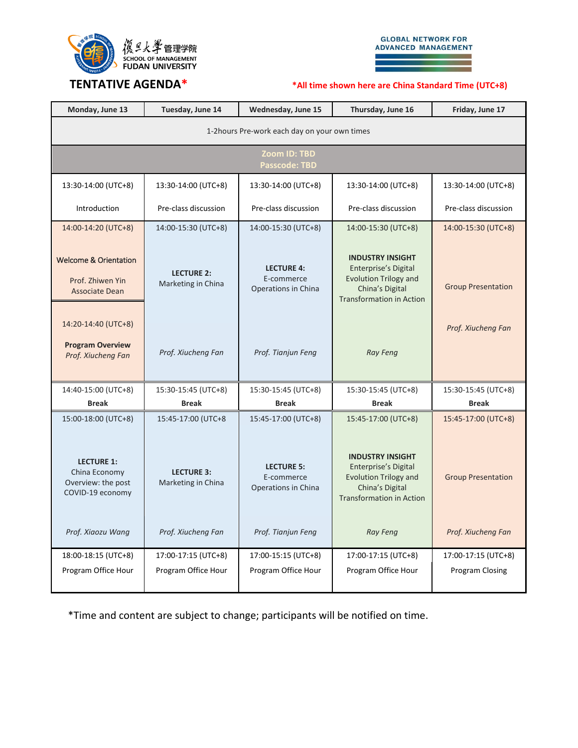复旦大学管理学院 SCHOOL OF MANAGEMENT FUDAN UNIVERSITY

GLOBAL NETWORK FOR ADVANCED MANAGEMENT

## TENTATIVE AGENDA*

*All time shown here are China Standard Time (UTC+8)

| Monday, June 13 | Tuesday, June 14 | Wednesday, June 15 | Thursday, June 16 | Friday, June 17 |
|---|---|---|---|---|
| 1-2hours Pre-work each day on your own times | | | | |
| **Zoom ID: TBD**<br>**Passcode: TBD** | | | | |
| 13:30-14:00 (UTC+8)<br>Introduction | 13:30-14:00 (UTC+8)<br>Pre-class discussion | 13:30-14:00 (UTC+8)<br>Pre-class discussion | 13:30-14:00 (UTC+8)<br>Pre-class discussion | 13:30-14:00 (UTC+8)<br>Pre-class discussion |
| 14:00-14:20 (UTC+8)<br>Welcome & Orientation<br>Prof. Zhiwen Yin<br>Associate Dean<br><br>14:20-14:40 (UTC+8)<br>**Program Overview**<br>*Prof. Xiucheng Fan* | 14:00-15:30 (UTC+8)<br>**LECTURE 2:**<br>Marketing in China<br>*Prof. Xiucheng Fan* | 14:00-15:30 (UTC+8)<br>**LECTURE 4:**<br>E-commerce Operations in China<br>*Prof. Tianjun Feng* | 14:00-15:30 (UTC+8)<br>**INDUSTRY INSIGHT**<br>Enterprise's Digital Evolution Trilogy and China's Digital Transformation in Action<br>*Ray Feng* | 14:00-15:30 (UTC+8)<br>Group Presentation<br>*Prof. Xiucheng Fan* |
| 14:40-15:00 (UTC+8)<br>**Break** | 15:30-15:45 (UTC+8)<br>**Break** | 15:30-15:45 (UTC+8)<br>**Break** | 15:30-15:45 (UTC+8)<br>**Break** | 15:30-15:45 (UTC+8)<br>**Break** |
| 15:00-18:00 (UTC+8)<br>**LECTURE 1:**<br>China Economy Overview: the post COVID-19 economy<br>*Prof. Xiaozu Wang* | 15:45-17:00 (UTC+8<br>**LECTURE 3:**<br>Marketing in China<br>*Prof. Xiucheng Fan* | 15:45-17:00 (UTC+8)<br>**LECTURE 5:**<br>E-commerce Operations in China<br>*Prof. Tianjun Feng* | 15:45-17:00 (UTC+8)<br>**INDUSTRY INSIGHT**<br>Enterprise's Digital Evolution Trilogy and China's Digital Transformation in Action<br>*Ray Feng* | 15:45-17:00 (UTC+8)<br>Group Presentation<br>*Prof. Xiucheng Fan* |
| 18:00-18:15 (UTC+8)<br>Program Office Hour | 17:00-17:15 (UTC+8)<br>Program Office Hour | 17:00-15:15 (UTC+8)<br>Program Office Hour | 17:00-17:15 (UTC+8)<br>Program Office Hour | 17:00-17:15 (UTC+8)<br>Program Closing |

*Time and content are subject to change; participants will be notified on time.